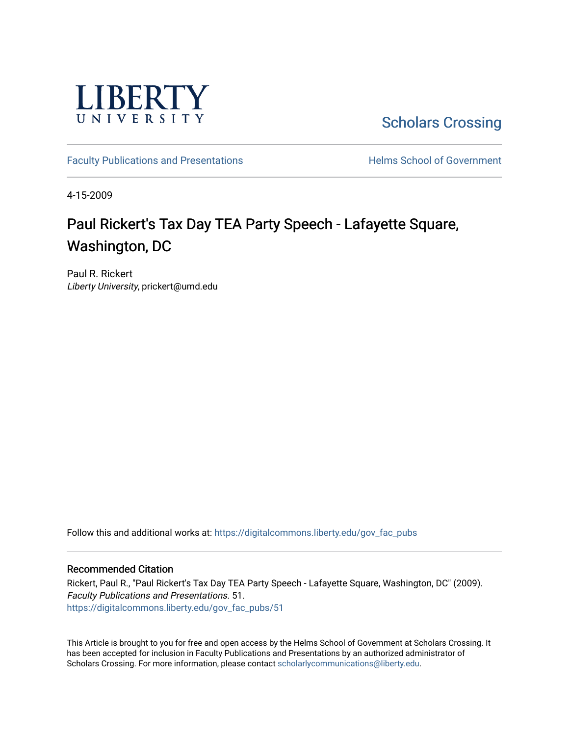LIBERTY UNIVERSITY

Scholars Crossing

Faculty Publications and Presentations

Helms School of Government

4-15-2009

# Paul Rickert's Tax Day TEA Party Speech - Lafayette Square, Washington, DC

Paul R. Rickert
*Liberty University*, prickert@umd.edu

Follow this and additional works at: https://digitalcommons.liberty.edu/gov_fac_pubs

## Recommended Citation

Rickert, Paul R., "Paul Rickert's Tax Day TEA Party Speech - Lafayette Square, Washington, DC" (2009). *Faculty Publications and Presentations*. 51.
https://digitalcommons.liberty.edu/gov_fac_pubs/51

This Article is brought to you for free and open access by the Helms School of Government at Scholars Crossing. It has been accepted for inclusion in Faculty Publications and Presentations by an authorized administrator of Scholars Crossing. For more information, please contact scholarlycommunications@liberty.edu.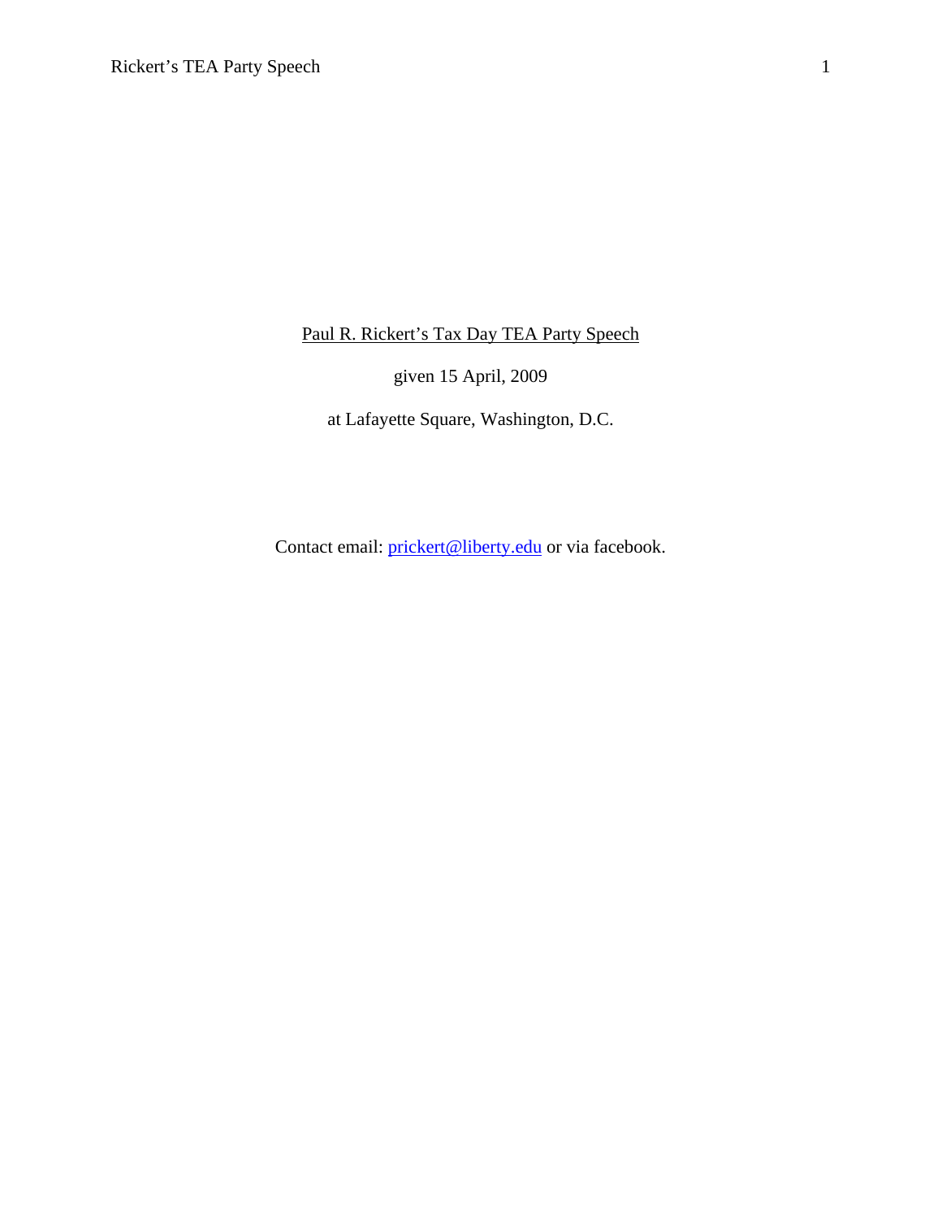Paul R. Rickert's Tax Day TEA Party Speech

given 15 April, 2009

at Lafayette Square, Washington, D.C.

Contact email: prickert@liberty.edu or via facebook.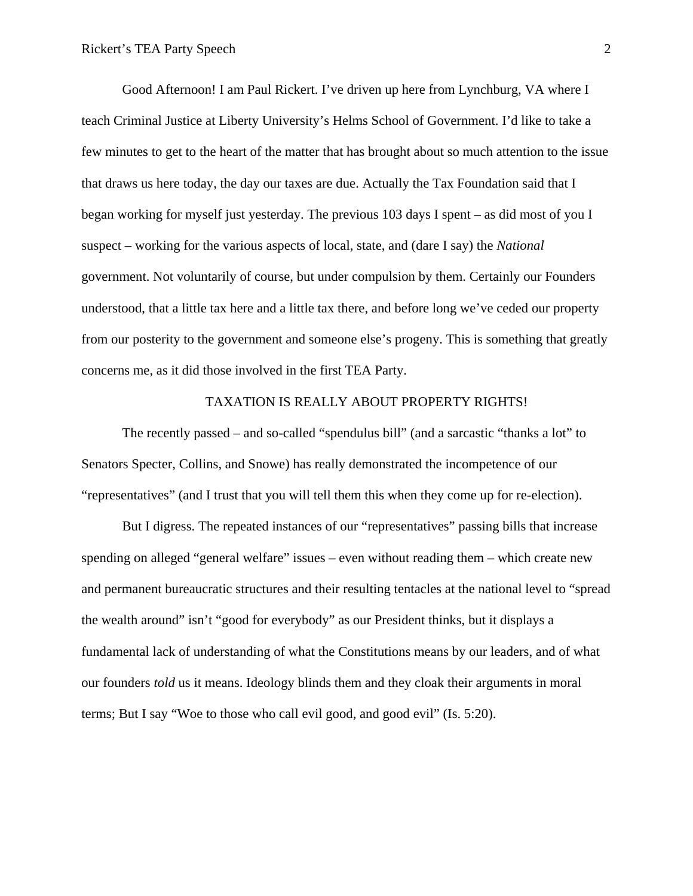Good Afternoon! I am Paul Rickert. I've driven up here from Lynchburg, VA where I teach Criminal Justice at Liberty University's Helms School of Government. I'd like to take a few minutes to get to the heart of the matter that has brought about so much attention to the issue that draws us here today, the day our taxes are due. Actually the Tax Foundation said that I began working for myself just yesterday. The previous 103 days I spent – as did most of you I suspect – working for the various aspects of local, state, and (dare I say) the *National* government. Not voluntarily of course, but under compulsion by them. Certainly our Founders understood, that a little tax here and a little tax there, and before long we've ceded our property from our posterity to the government and someone else's progeny. This is something that greatly concerns me, as it did those involved in the first TEA Party.

## TAXATION IS REALLY ABOUT PROPERTY RIGHTS!

The recently passed – and so-called "spendulus bill" (and a sarcastic "thanks a lot" to Senators Specter, Collins, and Snowe) has really demonstrated the incompetence of our "representatives" (and I trust that you will tell them this when they come up for re-election).

But I digress. The repeated instances of our "representatives" passing bills that increase spending on alleged "general welfare" issues – even without reading them – which create new and permanent bureaucratic structures and their resulting tentacles at the national level to "spread the wealth around" isn't "good for everybody" as our President thinks, but it displays a fundamental lack of understanding of what the Constitutions means by our leaders, and of what our founders *told* us it means. Ideology blinds them and they cloak their arguments in moral terms; But I say "Woe to those who call evil good, and good evil" (Is. 5:20).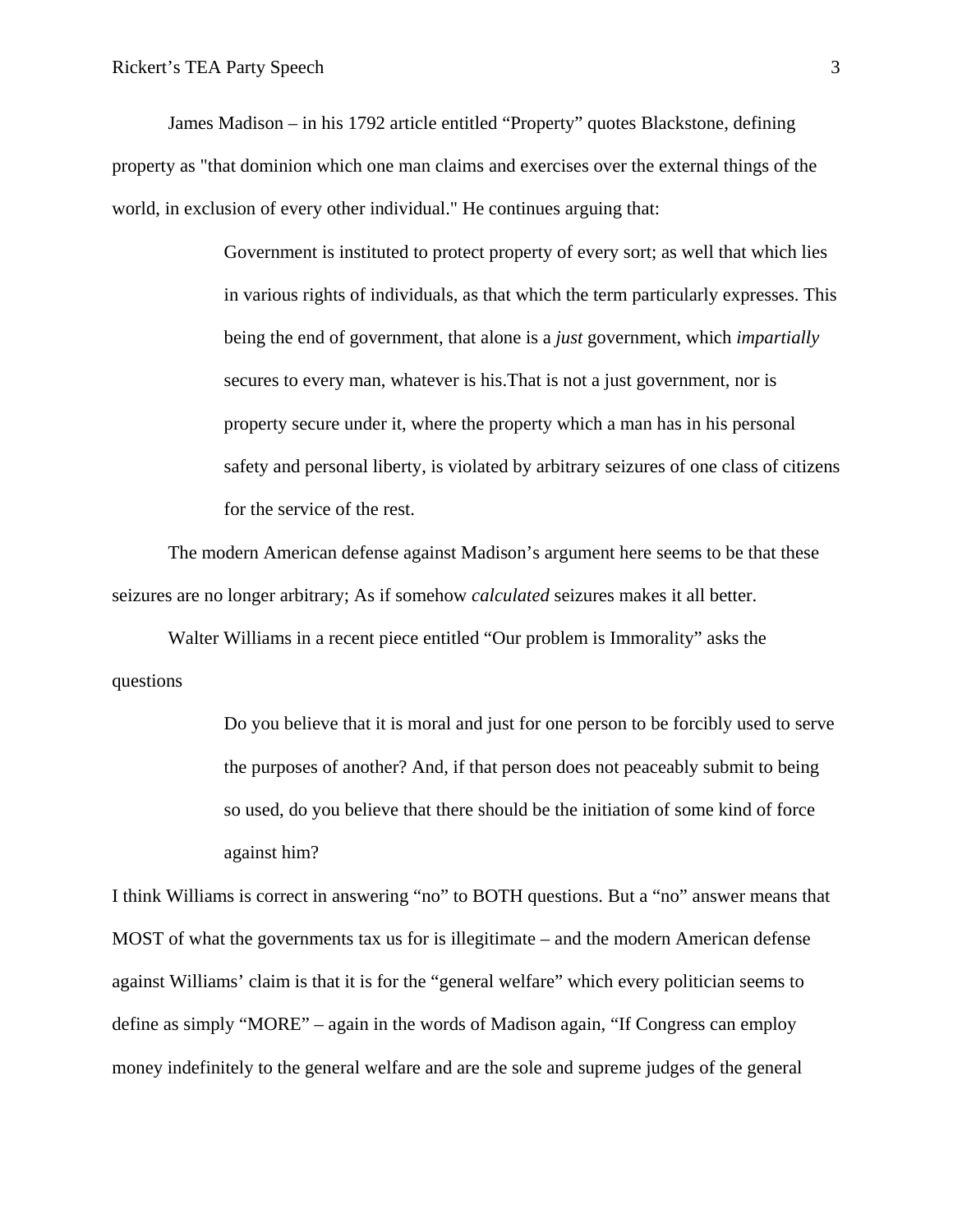James Madison – in his 1792 article entitled "Property" quotes Blackstone, defining property as "that dominion which one man claims and exercises over the external things of the world, in exclusion of every other individual." He continues arguing that:

> Government is instituted to protect property of every sort; as well that which lies in various rights of individuals, as that which the term particularly expresses. This being the end of government, that alone is a *just* government, which *impartially* secures to every man, whatever is his.That is not a just government, nor is property secure under it, where the property which a man has in his personal safety and personal liberty, is violated by arbitrary seizures of one class of citizens for the service of the rest.

The modern American defense against Madison's argument here seems to be that these seizures are no longer arbitrary; As if somehow *calculated* seizures makes it all better.

Walter Williams in a recent piece entitled "Our problem is Immorality" asks the questions

> Do you believe that it is moral and just for one person to be forcibly used to serve the purposes of another? And, if that person does not peaceably submit to being so used, do you believe that there should be the initiation of some kind of force against him?

I think Williams is correct in answering "no" to BOTH questions. But a "no" answer means that MOST of what the governments tax us for is illegitimate – and the modern American defense against Williams' claim is that it is for the "general welfare" which every politician seems to define as simply "MORE" – again in the words of Madison again, "If Congress can employ money indefinitely to the general welfare and are the sole and supreme judges of the general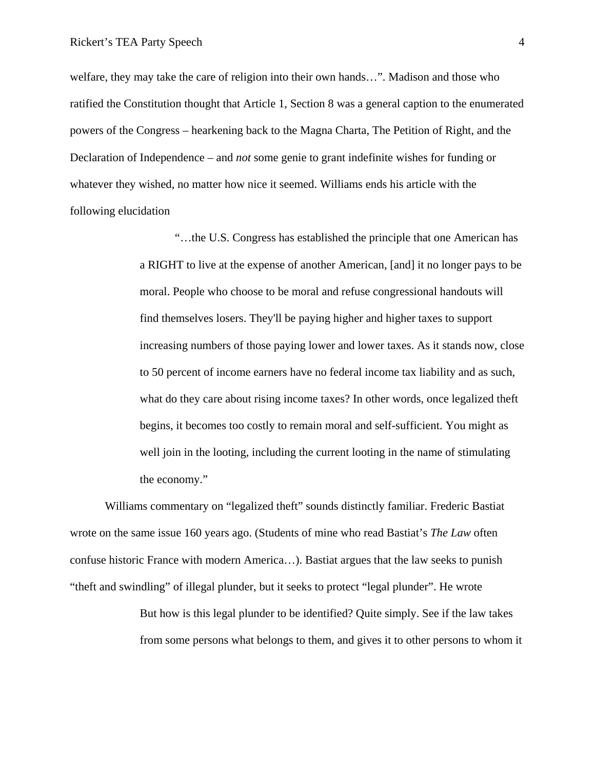welfare, they may take the care of religion into their own hands…". Madison and those who ratified the Constitution thought that Article 1, Section 8 was a general caption to the enumerated powers of the Congress – hearkening back to the Magna Charta, The Petition of Right, and the Declaration of Independence – and *not* some genie to grant indefinite wishes for funding or whatever they wished, no matter how nice it seemed. Williams ends his article with the following elucidation

> "…the U.S. Congress has established the principle that one American has a RIGHT to live at the expense of another American, [and] it no longer pays to be moral. People who choose to be moral and refuse congressional handouts will find themselves losers. They'll be paying higher and higher taxes to support increasing numbers of those paying lower and lower taxes. As it stands now, close to 50 percent of income earners have no federal income tax liability and as such, what do they care about rising income taxes? In other words, once legalized theft begins, it becomes too costly to remain moral and self-sufficient. You might as well join in the looting, including the current looting in the name of stimulating the economy."

Williams commentary on "legalized theft" sounds distinctly familiar. Frederic Bastiat wrote on the same issue 160 years ago. (Students of mine who read Bastiat's *The Law* often confuse historic France with modern America…). Bastiat argues that the law seeks to punish "theft and swindling" of illegal plunder, but it seeks to protect "legal plunder". He wrote

> But how is this legal plunder to be identified? Quite simply. See if the law takes from some persons what belongs to them, and gives it to other persons to whom it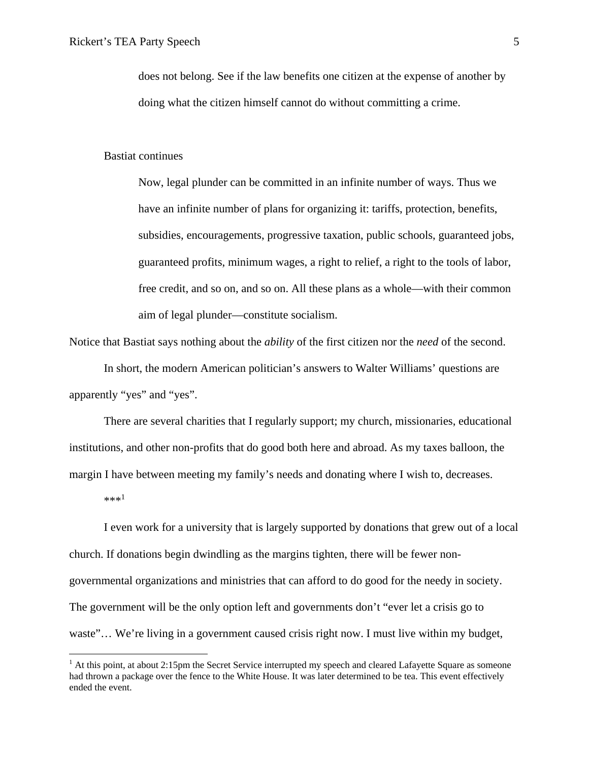> does not belong. See if the law benefits one citizen at the expense of another by doing what the citizen himself cannot do without committing a crime.

Bastiat continues

> Now, legal plunder can be committed in an infinite number of ways. Thus we have an infinite number of plans for organizing it: tariffs, protection, benefits, subsidies, encouragements, progressive taxation, public schools, guaranteed jobs, guaranteed profits, minimum wages, a right to relief, a right to the tools of labor, free credit, and so on, and so on. All these plans as a whole—with their common aim of legal plunder—constitute socialism.

Notice that Bastiat says nothing about the *ability* of the first citizen nor the *need* of the second.

In short, the modern American politician's answers to Walter Williams' questions are apparently "yes" and "yes".

There are several charities that I regularly support; my church, missionaries, educational institutions, and other non-profits that do good both here and abroad. As my taxes balloon, the margin I have between meeting my family's needs and donating where I wish to, decreases.

***[1]

I even work for a university that is largely supported by donations that grew out of a local church. If donations begin dwindling as the margins tighten, there will be fewer non-governmental organizations and ministries that can afford to do good for the needy in society. The government will be the only option left and governments don't "ever let a crisis go to waste"… We're living in a government caused crisis right now. I must live within my budget,

---

[1] At this point, at about 2:15pm the Secret Service interrupted my speech and cleared Lafayette Square as someone had thrown a package over the fence to the White House. It was later determined to be tea. This event effectively ended the event.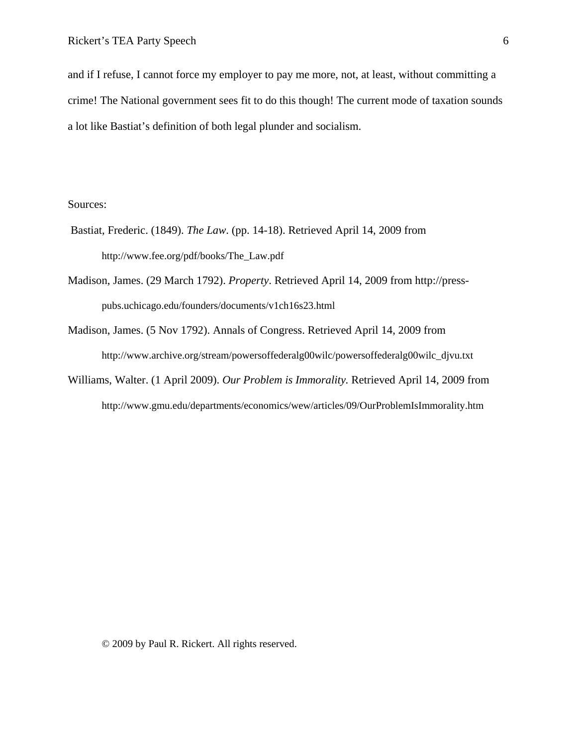and if I refuse, I cannot force my employer to pay me more, not, at least, without committing a crime! The National government sees fit to do this though! The current mode of taxation sounds a lot like Bastiat's definition of both legal plunder and socialism.

Sources:

Bastiat, Frederic. (1849). *The Law*. (pp. 14-18). Retrieved April 14, 2009 from http://www.fee.org/pdf/books/The_Law.pdf

Madison, James. (29 March 1792). *Property*. Retrieved April 14, 2009 from http://press-pubs.uchicago.edu/founders/documents/v1ch16s23.html

Madison, James. (5 Nov 1792). Annals of Congress. Retrieved April 14, 2009 from http://www.archive.org/stream/powersoffederalg00wilc/powersoffederalg00wilc_djvu.txt

Williams, Walter. (1 April 2009). *Our Problem is Immorality*. Retrieved April 14, 2009 from http://www.gmu.edu/departments/economics/wew/articles/09/OurProblemIsImmorality.htm

© 2009 by Paul R. Rickert. All rights reserved.